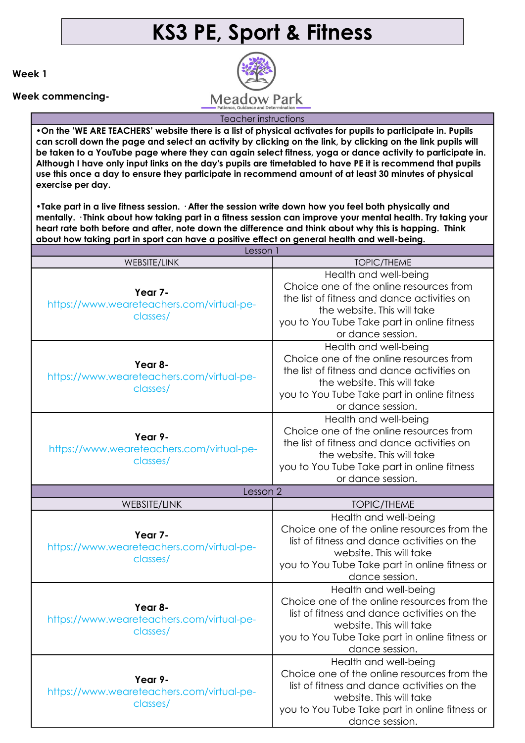# KS3 PE, Sport & Fitness

**Week 1**

**Week commencing-**

Meadow Park
Patience, Guidance and Determination

| Teacher instructions | |
|---|---|
| **•On the 'WE ARE TEACHERS' website there is a list of physical activates for pupils to participate in. Pupils can scroll down the page and select an activity by clicking on the link, by clicking on the link pupils will be taken to a YouTube page where they can again select fitness, yoga or dance activity to participate in. Although I have only input links on the day's pupils are timetabled to have PE it is recommend that pupils use this once a day to ensure they participate in recommend amount of at least 30 minutes of physical exercise per day.**<br><br>**•Take part in a live fitness session. ·After the session write down how you feel both physically and mentally. ·Think about how taking part in a fitness session can improve your mental health. Try taking your heart rate both before and after, note down the difference and think about why this is happing. Think about how taking part in sport can have a positive effect on general health and well-being.** | |
| Lesson 1 | |
| WEBSITE/LINK | TOPIC/THEME |
| **Year 7-** https://www.weareteachers.com/virtual-pe-classes/ | Health and well-being<br>Choice one of the online resources from the list of fitness and dance activities on the website. This will take you to You Tube Take part in online fitness or dance session. |
| **Year 8-** https://www.weareteachers.com/virtual-pe-classes/ | Health and well-being<br>Choice one of the online resources from the list of fitness and dance activities on the website. This will take you to You Tube Take part in online fitness or dance session. |
| **Year 9-** https://www.weareteachers.com/virtual-pe-classes/ | Health and well-being<br>Choice one of the online resources from the list of fitness and dance activities on the website. This will take you to You Tube Take part in online fitness or dance session. |
| Lesson 2 | |
| WEBSITE/LINK | TOPIC/THEME |
| **Year 7-** https://www.weareteachers.com/virtual-pe-classes/ | Health and well-being<br>Choice one of the online resources from the list of fitness and dance activities on the website. This will take you to You Tube Take part in online fitness or dance session. |
| **Year 8-** https://www.weareteachers.com/virtual-pe-classes/ | Health and well-being<br>Choice one of the online resources from the list of fitness and dance activities on the website. This will take you to You Tube Take part in online fitness or dance session. |
| **Year 9-** https://www.weareteachers.com/virtual-pe-classes/ | Health and well-being<br>Choice one of the online resources from the list of fitness and dance activities on the website. This will take you to You Tube Take part in online fitness or dance session. |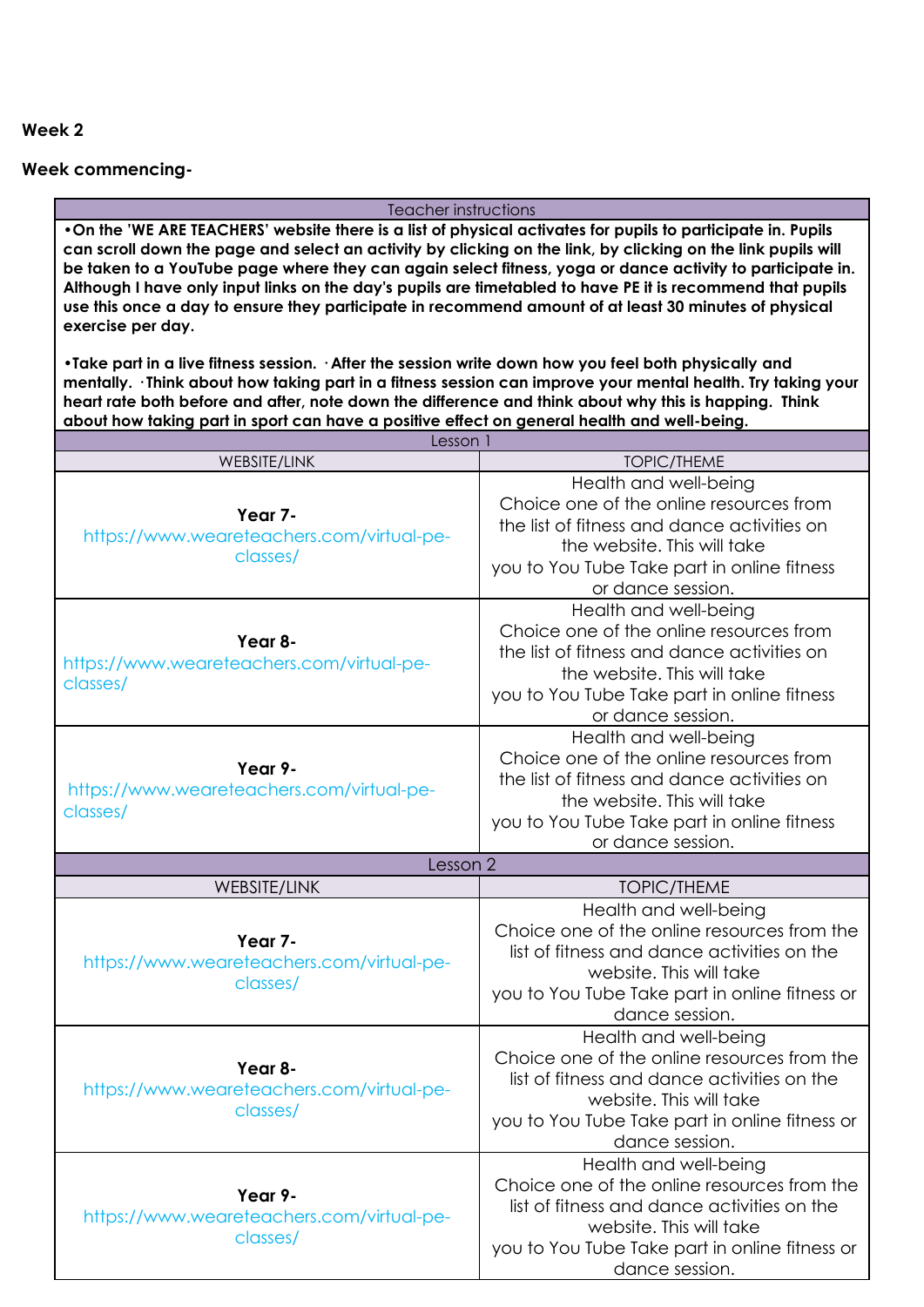**Week 2**

**Week commencing-**

| Teacher instructions | |
|---|---|
| **•On the 'WE ARE TEACHERS' website there is a list of physical activates for pupils to participate in. Pupils can scroll down the page and select an activity by clicking on the link, by clicking on the link pupils will be taken to a YouTube page where they can again select fitness, yoga or dance activity to participate in. Although I have only input links on the day's pupils are timetabled to have PE it is recommend that pupils use this once a day to ensure they participate in recommend amount of at least 30 minutes of physical exercise per day.**<br><br>**•Take part in a live fitness session. ·After the session write down how you feel both physically and mentally. ·Think about how taking part in a fitness session can improve your mental health. Try taking your heart rate both before and after, note down the difference and think about why this is happing. Think about how taking part in sport can have a positive effect on general health and well-being.** | |
| Lesson 1 | |
| WEBSITE/LINK | TOPIC/THEME |
| **Year 7-** https://www.weareteachers.com/virtual-pe-classes/ | Health and well-being<br>Choice one of the online resources from the list of fitness and dance activities on the website. This will take you to You Tube Take part in online fitness or dance session. |
| **Year 8-** https://www.weareteachers.com/virtual-pe-classes/ | Health and well-being<br>Choice one of the online resources from the list of fitness and dance activities on the website. This will take you to You Tube Take part in online fitness or dance session. |
| **Year 9-** https://www.weareteachers.com/virtual-pe-classes/ | Health and well-being<br>Choice one of the online resources from the list of fitness and dance activities on the website. This will take you to You Tube Take part in online fitness or dance session. |
| Lesson 2 | |
| WEBSITE/LINK | TOPIC/THEME |
| **Year 7-** https://www.weareteachers.com/virtual-pe-classes/ | Health and well-being<br>Choice one of the online resources from the list of fitness and dance activities on the website. This will take you to You Tube Take part in online fitness or dance session. |
| **Year 8-** https://www.weareteachers.com/virtual-pe-classes/ | Health and well-being<br>Choice one of the online resources from the list of fitness and dance activities on the website. This will take you to You Tube Take part in online fitness or dance session. |
| **Year 9-** https://www.weareteachers.com/virtual-pe-classes/ | Health and well-being<br>Choice one of the online resources from the list of fitness and dance activities on the website. This will take you to You Tube Take part in online fitness or dance session. |